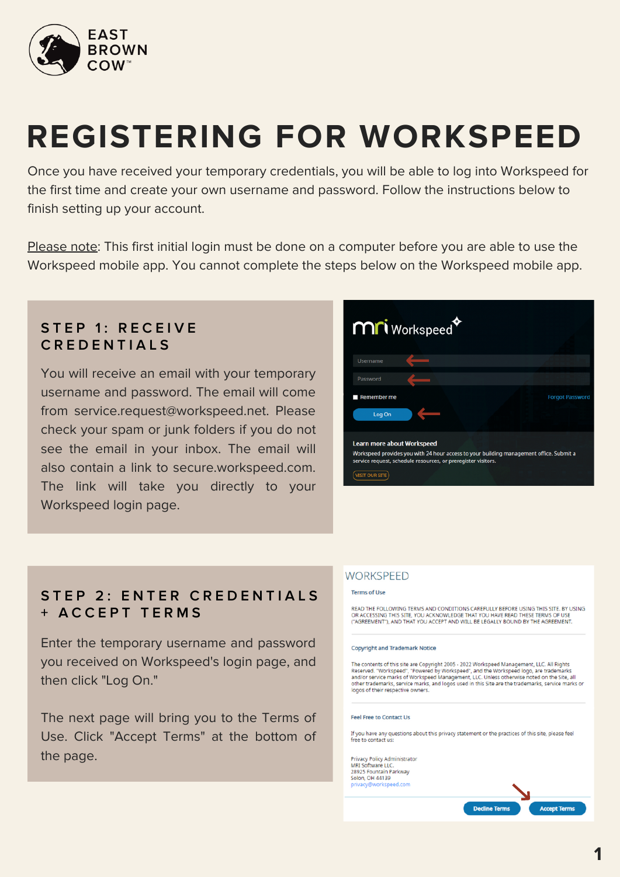EAST BROWN COW™

# REGISTERING FOR WORKSPEED

Once you have received your temporary credentials, you will be able to log into Workspeed for the first time and create your own username and password. Follow the instructions below to finish setting up your account.

Please note: This first initial login must be done on a computer before you are able to use the Workspeed mobile app. You cannot complete the steps below on the Workspeed mobile app.

## STEP 1: RECEIVE CREDENTIALS

You will receive an email with your temporary username and password. The email will come from service.request@workspeed.net. Please check your spam or junk folders if you do not see the email in your inbox. The email will also contain a link to secure.workspeed.com. The link will take you directly to your Workspeed login page.

## STEP 2: ENTER CREDENTIALS + ACCEPT TERMS

Enter the temporary username and password you received on Workspeed's login page, and then click "Log On."

The next page will bring you to the Terms of Use. Click "Accept Terms" at the bottom of the page.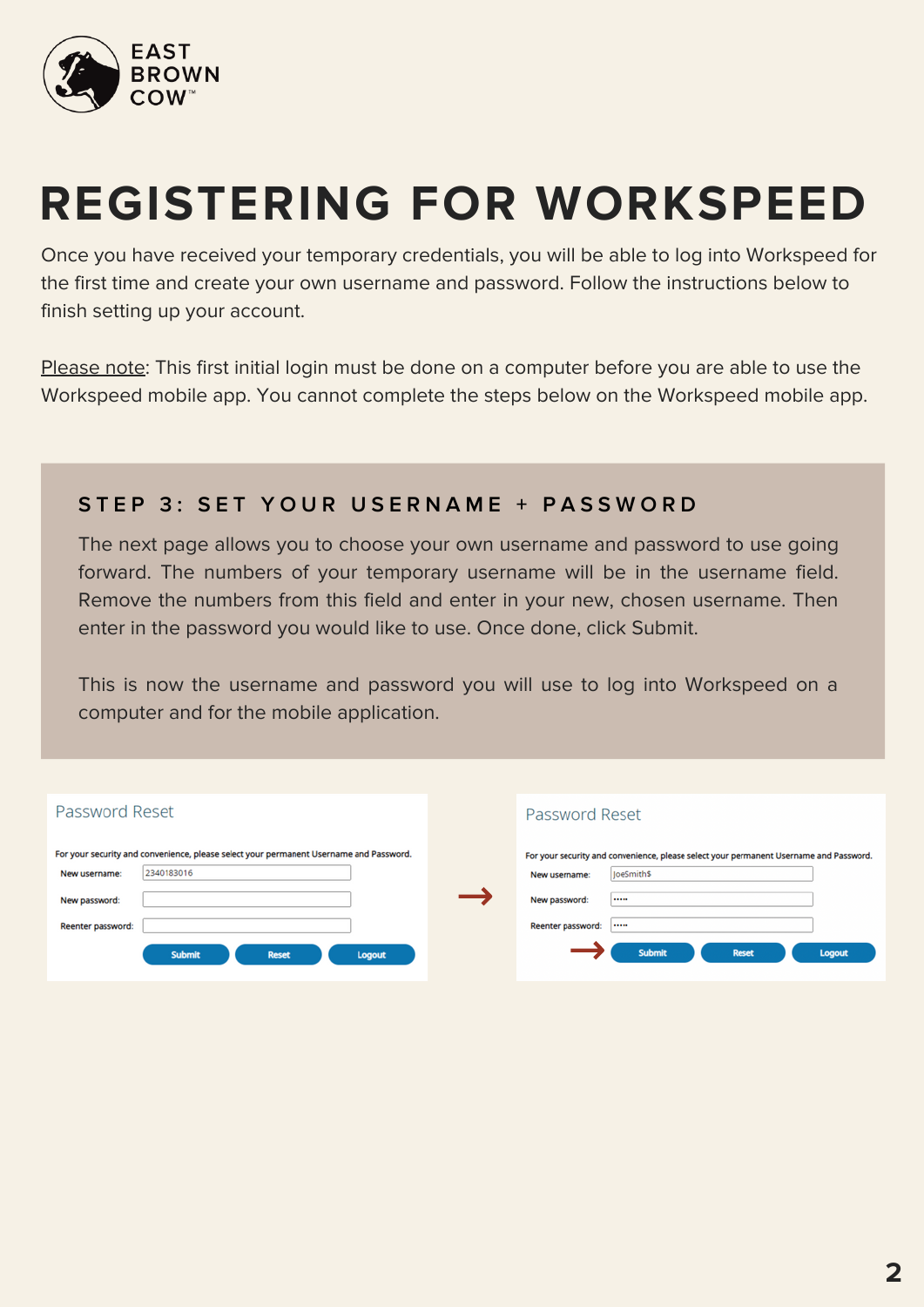EAST BROWN COW™

# REGISTERING FOR WORKSPEED

Once you have received your temporary credentials, you will be able to log into Workspeed for the first time and create your own username and password. Follow the instructions below to finish setting up your account.

Please note: This first initial login must be done on a computer before you are able to use the Workspeed mobile app. You cannot complete the steps below on the Workspeed mobile app.

## STEP 3: SET YOUR USERNAME + PASSWORD

The next page allows you to choose your own username and password to use going forward. The numbers of your temporary username will be in the username field. Remove the numbers from this field and enter in your new, chosen username. Then enter in the password you would like to use. Once done, click Submit.

This is now the username and password you will use to log into Workspeed on a computer and for the mobile application.

Password Reset

For your security and convenience, please select your permanent Username and Password.

New username: 2340183016

New password:

Reenter password:

Submit | Reset | Logout

→

Password Reset

For your security and convenience, please select your permanent Username and Password.

New username: JoeSmith$

New password: ••••

Reenter password: ••••

→ Submit | Reset | Logout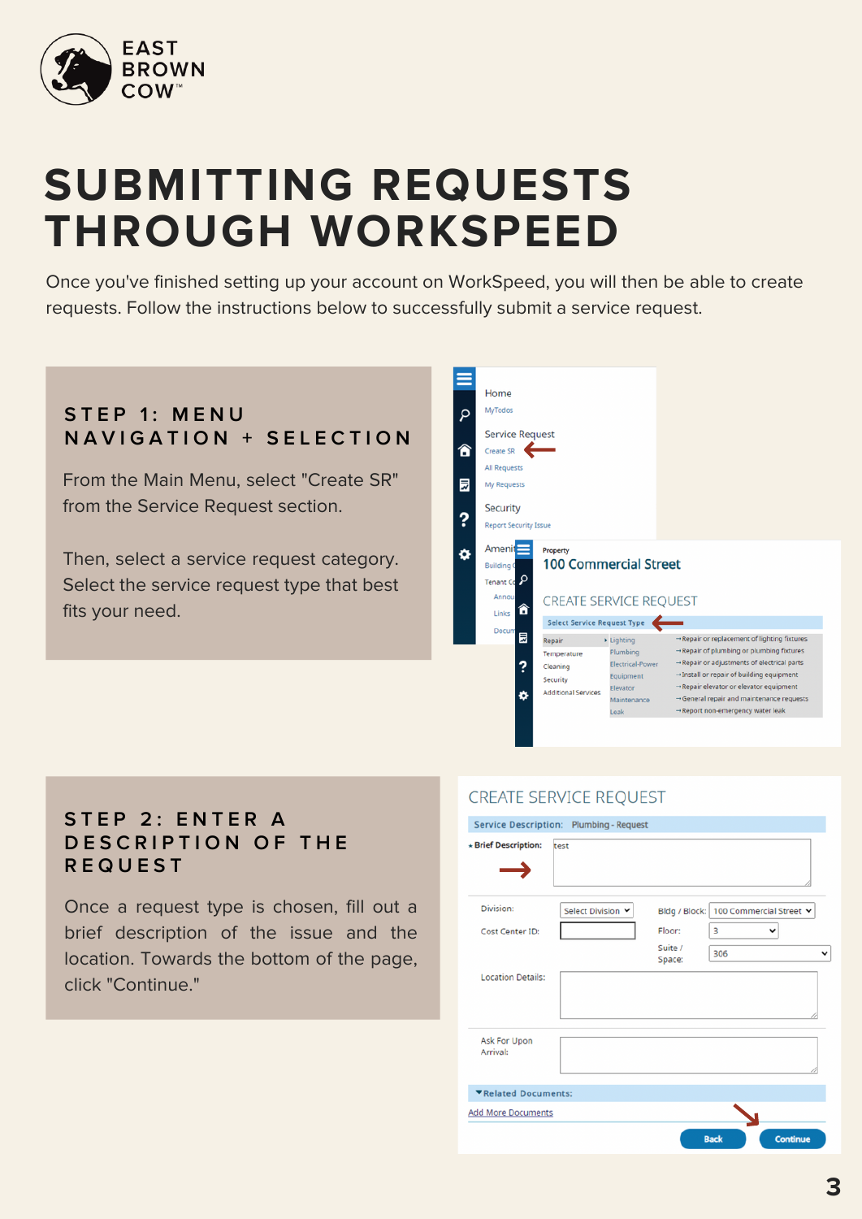# SUBMITTING REQUESTS THROUGH WORKSPEED

Once you've finished setting up your account on WorkSpeed, you will then be able to create requests. Follow the instructions below to successfully submit a service request.

## STEP 1: MENU NAVIGATION + SELECTION

From the Main Menu, select "Create SR" from the Service Request section.

Then, select a service request category. Select the service request type that best fits your need.

## STEP 2: ENTER A DESCRIPTION OF THE REQUEST

Once a request type is chosen, fill out a brief description of the issue and the location. Towards the bottom of the page, click "Continue."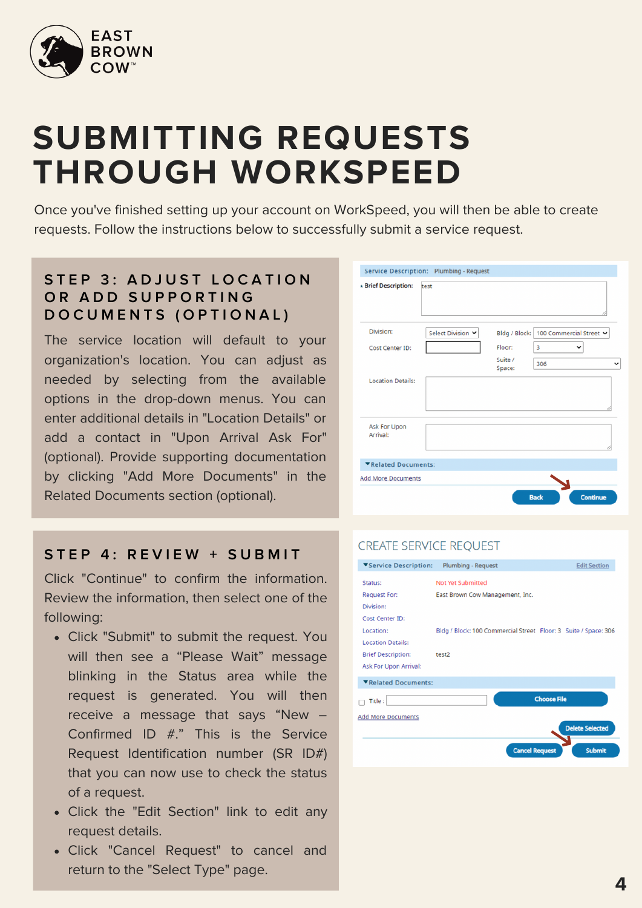EAST BROWN COW™

# SUBMITTING REQUESTS THROUGH WORKSPEED

Once you've finished setting up your account on WorkSpeed, you will then be able to create requests. Follow the instructions below to successfully submit a service request.

## STEP 3: ADJUST LOCATION OR ADD SUPPORTING DOCUMENTS (OPTIONAL)

The service location will default to your organization's location. You can adjust as needed by selecting from the available options in the drop-down menus. You can enter additional details in "Location Details" or add a contact in "Upon Arrival Ask For" (optional). Provide supporting documentation by clicking "Add More Documents" in the Related Documents section (optional).

## STEP 4: REVIEW + SUBMIT

Click "Continue" to confirm the information. Review the information, then select one of the following:

- Click "Submit" to submit the request. You will then see a "Please Wait" message blinking in the Status area while the request is generated. You will then receive a message that says "New – Confirmed ID #." This is the Service Request Identification number (SR ID#) that you can now use to check the status of a request.
- Click the "Edit Section" link to edit any request details.
- Click "Cancel Request" to cancel and return to the "Select Type" page.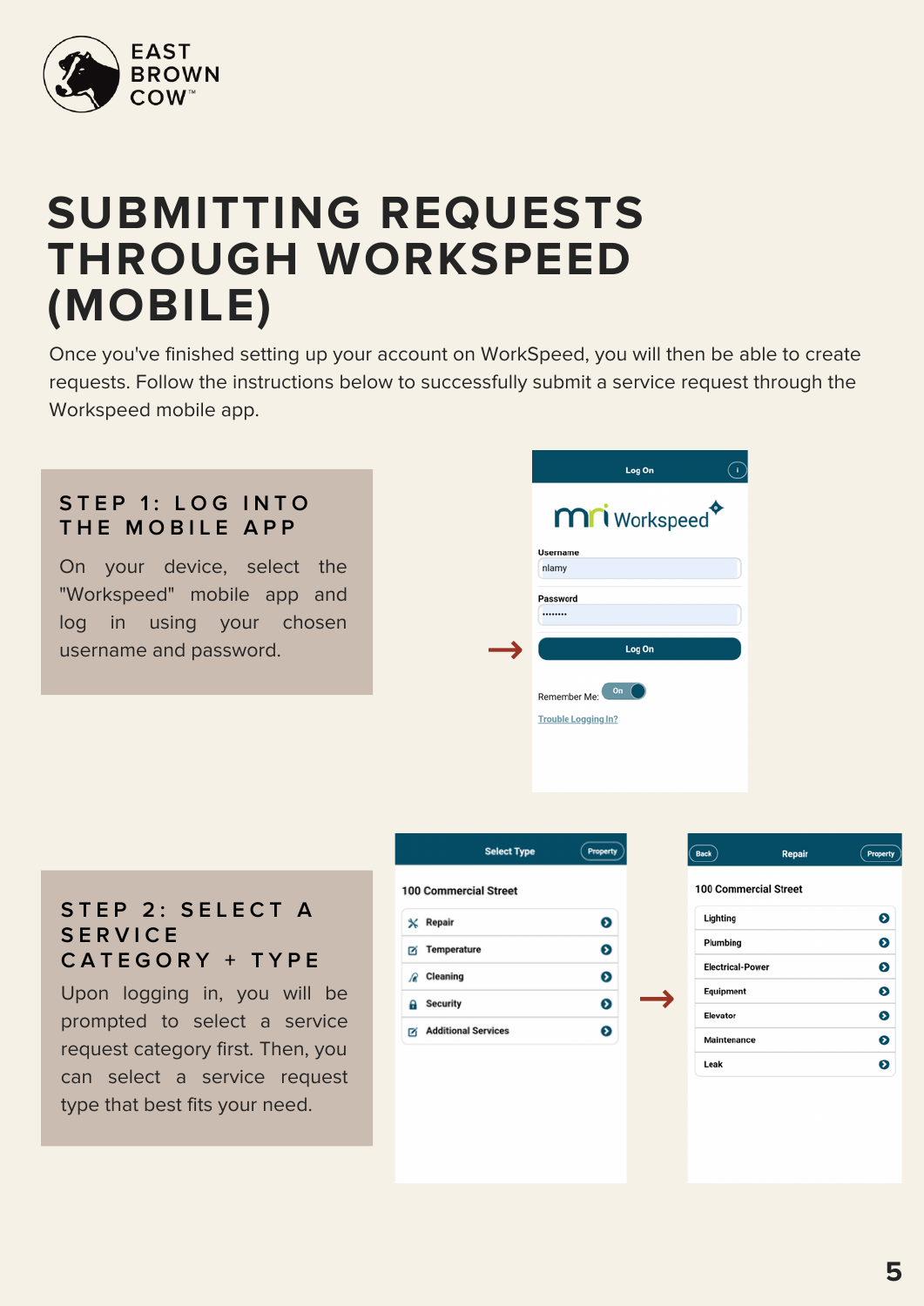EAST BROWN COW™

# SUBMITTING REQUESTS THROUGH WORKSPEED (MOBILE)

Once you've finished setting up your account on WorkSpeed, you will then be able to create requests. Follow the instructions below to successfully submit a service request through the Workspeed mobile app.

## STEP 1: LOG INTO THE MOBILE APP

On your device, select the "Workspeed" mobile app and log in using your chosen username and password.

Log On

mri Workspeed

Username
nlamy

Password
••••••••

Log On

Remember Me: On

Trouble Logging In?

## STEP 2: SELECT A SERVICE CATEGORY + TYPE

Upon logging in, you will be prompted to select a service request category first. Then, you can select a service request type that best fits your need.

Select Type | Property

100 Commercial Street

- Repair
- Temperature
- Cleaning
- Security
- Additional Services

Back | Repair | Property

100 Commercial Street

- Lighting
- Plumbing
- Electrical-Power
- Equipment
- Elevator
- Maintenance
- Leak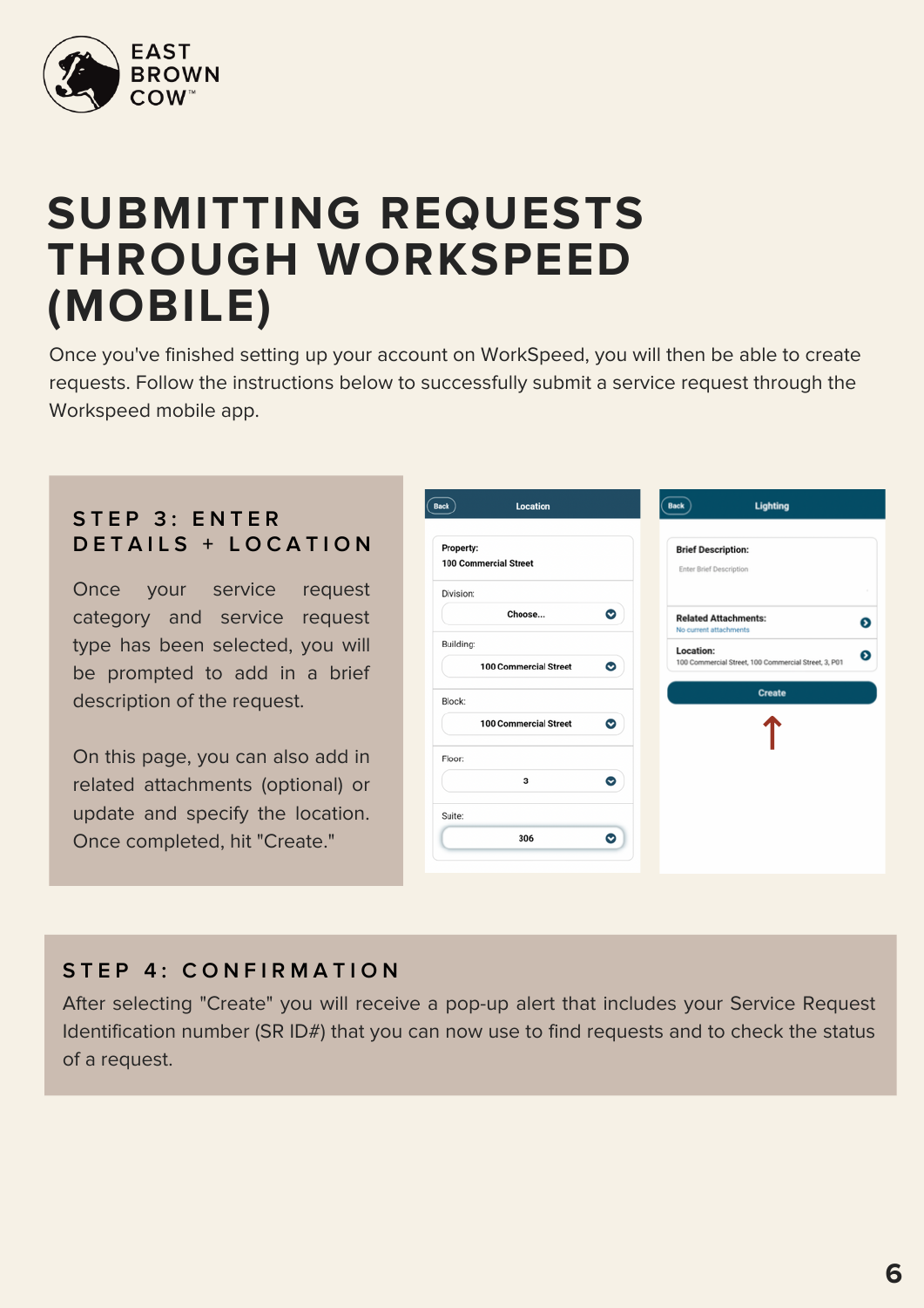EAST BROWN COW™

# SUBMITTING REQUESTS THROUGH WORKSPEED (MOBILE)

Once you've finished setting up your account on WorkSpeed, you will then be able to create requests. Follow the instructions below to successfully submit a service request through the Workspeed mobile app.

## STEP 3: ENTER DETAILS + LOCATION

Once your service request category and service request type has been selected, you will be prompted to add in a brief description of the request.

On this page, you can also add in related attachments (optional) or update and specify the location. Once completed, hit "Create."

Back
Location
Property:
100 Commercial Street
Division:
Choose...
Building:
100 Commercial Street
Block:
100 Commercial Street
Floor:
3
Suite:
306

Back
Lighting
Brief Description:
Enter Brief Description
Related Attachments:
No current attachments
Location:
100 Commercial Street, 100 Commercial Street, 3, P01
Create

## STEP 4: CONFIRMATION

After selecting "Create" you will receive a pop-up alert that includes your Service Request Identification number (SR ID#) that you can now use to find requests and to check the status of a request.